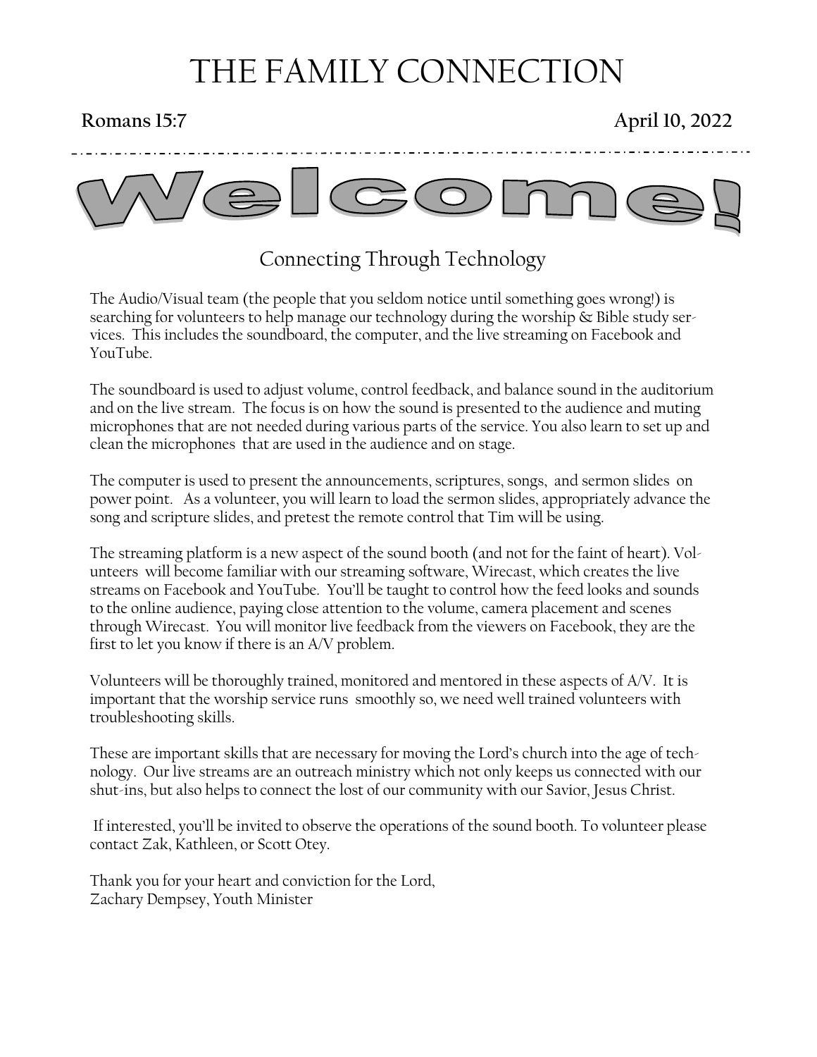# THE FAMILY CONNECTION

**Romans 15:7** **April 10, 2022**

# Welcome!

## Connecting Through Technology

The Audio/Visual team (the people that you seldom notice until something goes wrong!) is searching for volunteers to help manage our technology during the worship & Bible study services. This includes the soundboard, the computer, and the live streaming on Facebook and YouTube.

The soundboard is used to adjust volume, control feedback, and balance sound in the auditorium and on the live stream. The focus is on how the sound is presented to the audience and muting microphones that are not needed during various parts of the service. You also learn to set up and clean the microphones that are used in the audience and on stage.

The computer is used to present the announcements, scriptures, songs, and sermon slides on power point. As a volunteer, you will learn to load the sermon slides, appropriately advance the song and scripture slides, and pretest the remote control that Tim will be using.

The streaming platform is a new aspect of the sound booth (and not for the faint of heart). Volunteers will become familiar with our streaming software, Wirecast, which creates the live streams on Facebook and YouTube. You'll be taught to control how the feed looks and sounds to the online audience, paying close attention to the volume, camera placement and scenes through Wirecast. You will monitor live feedback from the viewers on Facebook, they are the first to let you know if there is an A/V problem.

Volunteers will be thoroughly trained, monitored and mentored in these aspects of A/V. It is important that the worship service runs smoothly so, we need well trained volunteers with troubleshooting skills.

These are important skills that are necessary for moving the Lord's church into the age of technology. Our live streams are an outreach ministry which not only keeps us connected with our shut-ins, but also helps to connect the lost of our community with our Savior, Jesus Christ.

If interested, you'll be invited to observe the operations of the sound booth. To volunteer please contact Zak, Kathleen, or Scott Otey.

Thank you for your heart and conviction for the Lord,
Zachary Dempsey, Youth Minister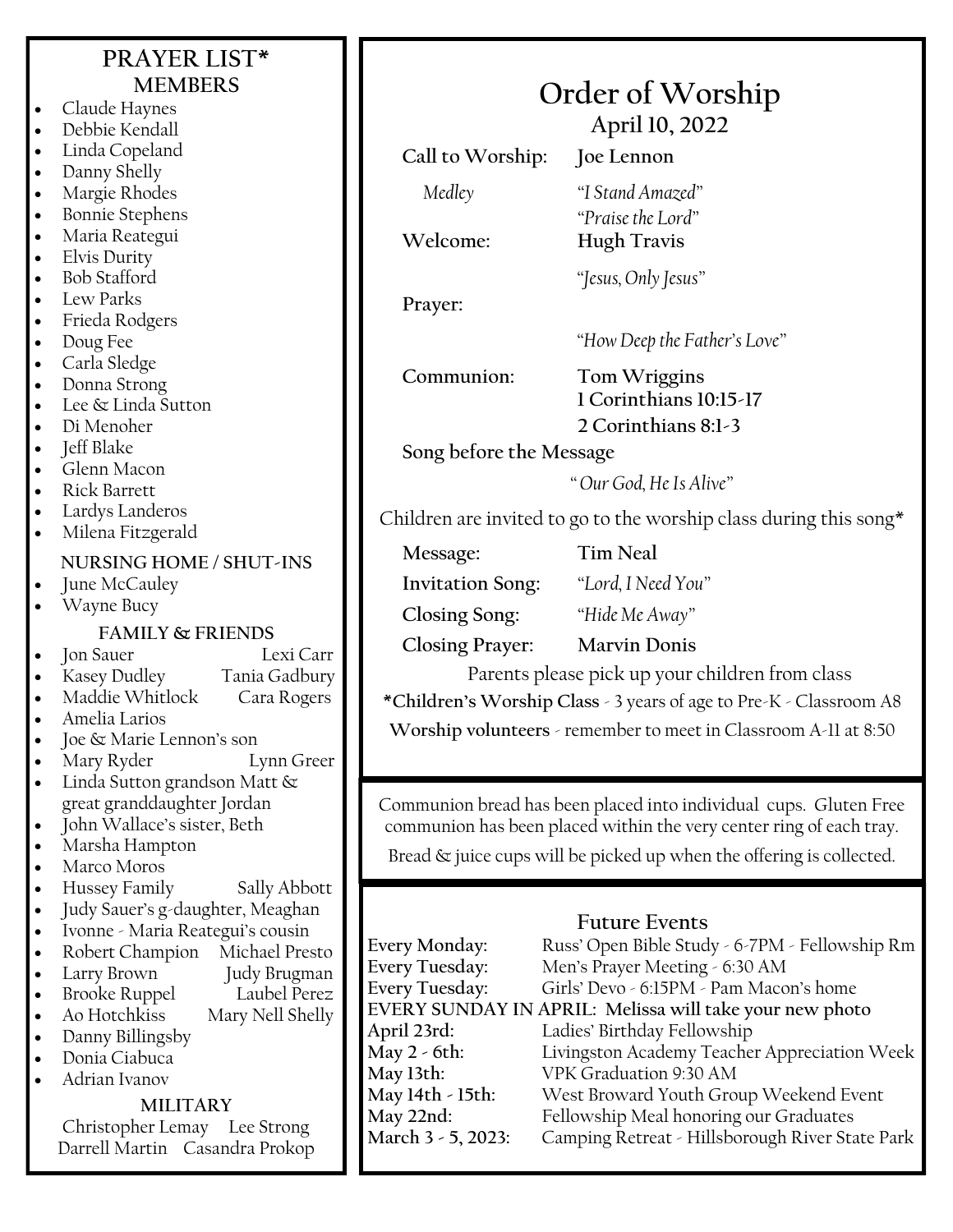## PRAYER LIST*

### MEMBERS

- Claude Haynes
- Debbie Kendall
- Linda Copeland
- Danny Shelly
- Margie Rhodes
- Bonnie Stephens
- Maria Reategui
- Elvis Durity
- Bob Stafford
- Lew Parks
- Frieda Rodgers
- Doug Fee
- Carla Sledge
- Donna Strong
- Lee & Linda Sutton
- Di Menoher
- Jeff Blake
- Glenn Macon
- Rick Barrett
- Lardys Landeros
- Milena Fitzgerald

### NURSING HOME / SHUT-INS

- June McCauley
- Wayne Bucy

### FAMILY & FRIENDS

- Jon Sauer — Lexi Carr
- Kasey Dudley — Tania Gadbury
- Maddie Whitlock — Cara Rogers
- Amelia Larios
- Joe & Marie Lennon's son
- Mary Ryder — Lynn Greer
- Linda Sutton grandson Matt & great granddaughter Jordan
- John Wallace's sister, Beth
- Marsha Hampton
- Marco Moros
- Hussey Family — Sally Abbott
- Judy Sauer's g-daughter, Meaghan
- Ivonne - Maria Reategui's cousin
- Robert Champion — Michael Presto
- Larry Brown — Judy Brugman
- Brooke Ruppel — Laubel Perez
- Ao Hotchkiss — Mary Nell Shelly
- Danny Billingsby
- Donia Ciabuca
- Adrian Ivanov

### MILITARY

Christopher Lemay — Lee Strong
Darrell Martin — Casandra Prokop

# Order of Worship

## April 10, 2022

**Call to Worship:** **Joe Lennon**

*Medley* — *"I Stand Amazed"*
*"Praise the Lord"*

**Welcome:** **Hugh Travis**

*"Jesus, Only Jesus"*

**Prayer:**

*"How Deep the Father's Love"*

**Communion:** **Tom Wriggins**
**1 Corinthians 10:15-17**
**2 Corinthians 8:1-3**

**Song before the Message**

*"Our God, He Is Alive"*

Children are invited to go to the worship class during this song*

**Message:** **Tim Neal**

**Invitation Song:** *"Lord, I Need You"*

**Closing Song:** *"Hide Me Away"*

**Closing Prayer:** **Marvin Donis**

Parents please pick up your children from class

***Children's Worship Class** - 3 years of age to Pre-K - Classroom A8

**Worship volunteers** - remember to meet in Classroom A-11 at 8:50

---

Communion bread has been placed into individual cups. Gluten Free communion has been placed within the very center ring of each tray.

Bread & juice cups will be picked up when the offering is collected.

---

### Future Events

**Every Monday:** Russ' Open Bible Study - 6-7PM - Fellowship Rm
**Every Tuesday:** Men's Prayer Meeting - 6:30 AM
**Every Tuesday:** Girls' Devo - 6:15PM - Pam Macon's home
**EVERY SUNDAY IN APRIL: Melissa will take your new photo**
**April 23rd:** Ladies' Birthday Fellowship
**May 2 - 6th:** Livingston Academy Teacher Appreciation Week
**May 13th:** VPK Graduation 9:30 AM
**May 14th - 15th:** West Broward Youth Group Weekend Event
**May 22nd:** Fellowship Meal honoring our Graduates
**March 3 - 5, 2023:** Camping Retreat - Hillsborough River State Park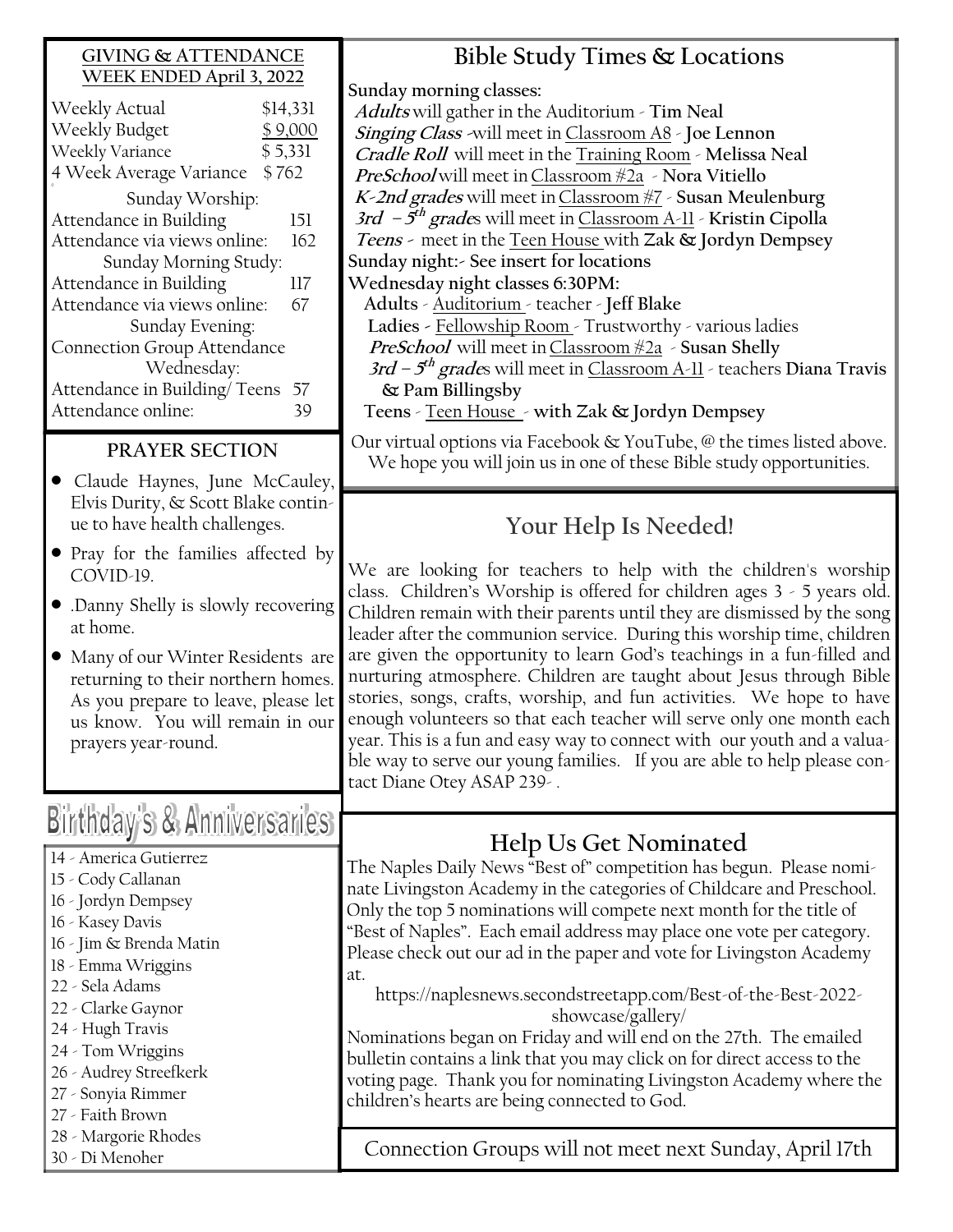## GIVING & ATTENDANCE WEEK ENDED April 3, 2022

| | |
|---|---|
| Weekly Actual | $14,331 |
| Weekly Budget | $ 9,000 |
| Weekly Variance | $ 5,331 |
| 4 Week Average Variance | $ 762 |

Sunday Worship:

| | |
|---|---|
| Attendance in Building | 151 |
| Attendance via views online: | 162 |

Sunday Morning Study:

| | |
|---|---|
| Attendance in Building | 117 |
| Attendance via views online: | 67 |

Sunday Evening:

Connection Group Attendance

Wednesday:

| | |
|---|---|
| Attendance in Building/ Teens | 57 |
| Attendance online: | 39 |

## PRAYER SECTION

- Claude Haynes, June McCauley, Elvis Durity, & Scott Blake continue to have health challenges.
- Pray for the families affected by COVID-19.
- .Danny Shelly is slowly recovering at home.
- Many of our Winter Residents are returning to their northern homes. As you prepare to leave, please let us know. You will remain in our prayers year-round.

## Birthday's & Anniversaries

14 - America Gutierrez
15 - Cody Callanan
16 - Jordyn Dempsey
16 - Kasey Davis
16 - Jim & Brenda Matin
18 - Emma Wriggins
22 - Sela Adams
22 - Clarke Gaynor
24 - Hugh Travis
24 - Tom Wriggins
26 - Audrey Streefkerk
27 - Sonyia Rimmer
27 - Faith Brown
28 - Margorie Rhodes
30 - Di Menoher

## Bible Study Times & Locations

**Sunday morning classes:**

***Adults*** will gather in the Auditorium - **Tim Neal**
***Singing Class*** -will meet in Classroom A8 - **Joe Lennon**
***Cradle Roll*** will meet in the Training Room - **Melissa Neal**
***PreSchool*** will meet in Classroom #2a - **Nora Vitiello**
***K-2nd grades*** will meet in Classroom #7 - **Susan Meulenburg**
***3rd – 5th grade***s will meet in Classroom A-11 - **Kristin Cipolla**
***Teens*** - meet in the Teen House with **Zak & Jordyn Dempsey**

**Sunday night:- See insert for locations**

**Wednesday night classes 6:30PM:**

**Adults** - Auditorium - teacher - **Jeff Blake**
**Ladies** - Fellowship Room - Trustworthy - various ladies
***PreSchool*** will meet in Classroom #2a - **Susan Shelly**
***3rd – 5th grade***s will meet in Classroom A-11 - teachers **Diana Travis & Pam Billingsby**
**Teens** - Teen House - **with Zak & Jordyn Dempsey**

Our virtual options via Facebook & YouTube, @ the times listed above. We hope you will join us in one of these Bible study opportunities.

## Your Help Is Needed!

We are looking for teachers to help with the children's worship class. Children's Worship is offered for children ages 3 - 5 years old. Children remain with their parents until they are dismissed by the song leader after the communion service. During this worship time, children are given the opportunity to learn God's teachings in a fun-filled and nurturing atmosphere. Children are taught about Jesus through Bible stories, songs, crafts, worship, and fun activities. We hope to have enough volunteers so that each teacher will serve only one month each year. This is a fun and easy way to connect with our youth and a valuable way to serve our young families. If you are able to help please contact Diane Otey ASAP 239- .

## Help Us Get Nominated

The Naples Daily News "Best of" competition has begun. Please nominate Livingston Academy in the categories of Childcare and Preschool. Only the top 5 nominations will compete next month for the title of "Best of Naples". Each email address may place one vote per category. Please check out our ad in the paper and vote for Livingston Academy at.

https://naplesnews.secondstreetapp.com/Best-of-the-Best-2022-showcase/gallery/

Nominations began on Friday and will end on the 27th. The emailed bulletin contains a link that you may click on for direct access to the voting page. Thank you for nominating Livingston Academy where the children's hearts are being connected to God.

Connection Groups will not meet next Sunday, April 17th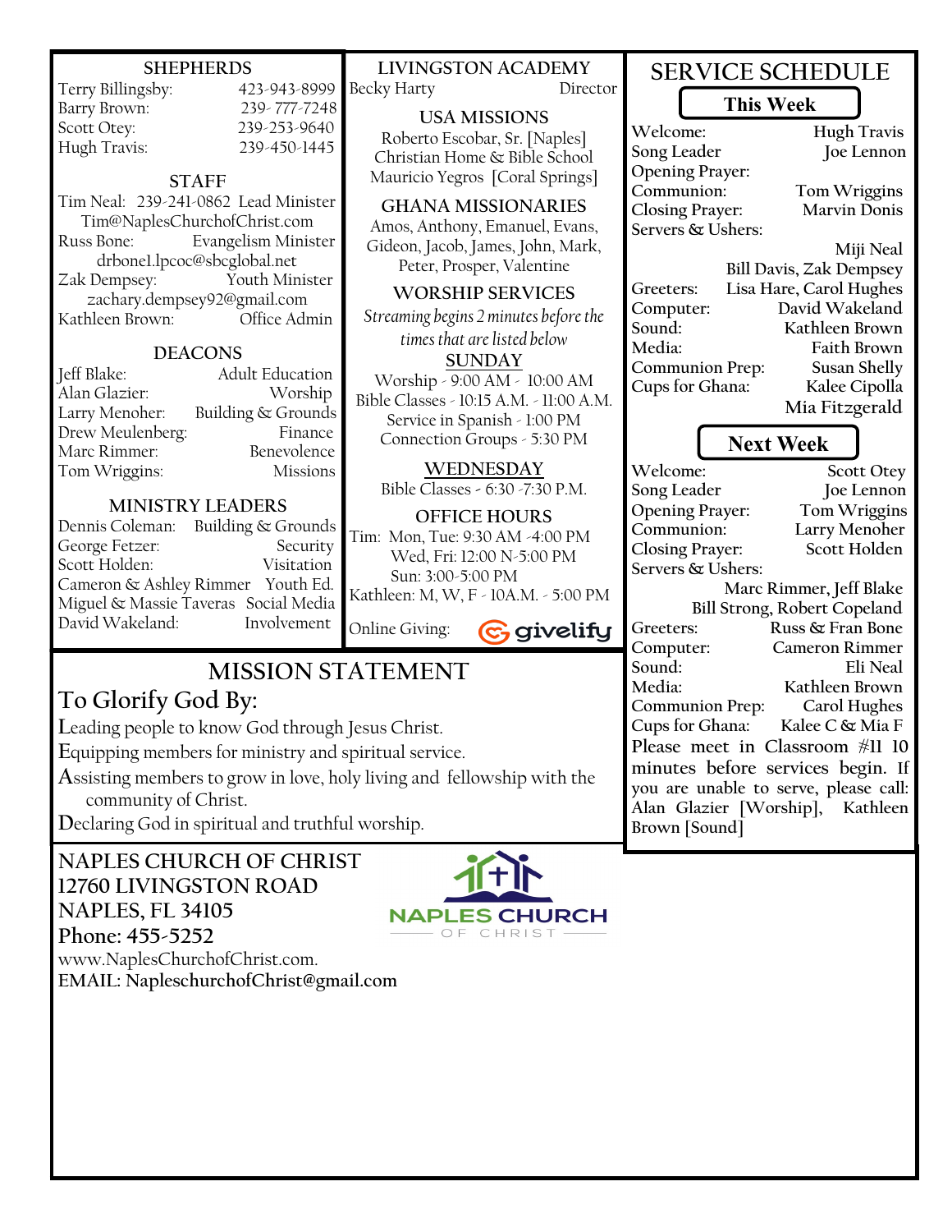## SHEPHERDS

Terry Billingsby: 423-943-8999
Barry Brown: 239- 777-7248
Scott Otey: 239-253-9640
Hugh Travis: 239-450-1445

## STAFF

Tim Neal: 239-241-0862 Lead Minister
Tim@NaplesChurchofChrist.com
Russ Bone: Evangelism Minister
drbone1.lpcoc@sbcglobal.net
Zak Dempsey: Youth Minister
zachary.dempsey92@gmail.com
Kathleen Brown: Office Admin

## DEACONS

Jeff Blake: Adult Education
Alan Glazier: Worship
Larry Menoher: Building & Grounds
Drew Meulenberg: Finance
Marc Rimmer: Benevolence
Tom Wriggins: Missions

## MINISTRY LEADERS

Dennis Coleman: Building & Grounds
George Fetzer: Security
Scott Holden: Visitation
Cameron & Ashley Rimmer Youth Ed.
Miguel & Massie Taveras Social Media
David Wakeland: Involvement

## LIVINGSTON ACADEMY

Becky Harty Director

## USA MISSIONS

Roberto Escobar, Sr. [Naples]
Christian Home & Bible School
Mauricio Yegros [Coral Springs]

## GHANA MISSIONARIES

Amos, Anthony, Emanuel, Evans, Gideon, Jacob, James, John, Mark, Peter, Prosper, Valentine

## WORSHIP SERVICES

*Streaming begins 2 minutes before the times that are listed below*

**SUNDAY**

Worship - 9:00 AM - 10:00 AM
Bible Classes - 10:15 A.M. - 11:00 A.M.
Service in Spanish - 1:00 PM
Connection Groups - 5:30 PM

**WEDNESDAY**

Bible Classes - 6:30 -7:30 P.M.

## OFFICE HOURS

Tim: Mon, Tue: 9:30 AM -4:00 PM
Wed, Fri: 12:00 N-5:00 PM
Sun: 3:00-5:00 PM
Kathleen: M, W, F - 10A.M. - 5:00 PM

Online Giving: givelify

## SERVICE SCHEDULE

### This Week

Welcome: Hugh Travis
Song Leader Joe Lennon
Opening Prayer:
Communion: Tom Wriggins
Closing Prayer: Marvin Donis
Servers & Ushers: Miji Neal, Bill Davis, Zak Dempsey
Greeters: Lisa Hare, Carol Hughes
Computer: David Wakeland
Sound: Kathleen Brown
Media: Faith Brown
Communion Prep: Susan Shelly
Cups for Ghana: Kalee Cipolla, Mia Fitzgerald

### Next Week

Welcome: Scott Otey
Song Leader Joe Lennon
Opening Prayer: Tom Wriggins
Communion: Larry Menoher
Closing Prayer: Scott Holden
Servers & Ushers: Marc Rimmer, Jeff Blake, Bill Strong, Robert Copeland
Greeters: Russ & Fran Bone
Computer: Cameron Rimmer
Sound: Eli Neal
Media: Kathleen Brown
Communion Prep: Carol Hughes
Cups for Ghana: Kalee C & Mia F

Please meet in Classroom #11 10 minutes before services begin. If you are unable to serve, please call: Alan Glazier [Worship], Kathleen Brown [Sound]

## MISSION STATEMENT

### To Glorify God By:

Leading people to know God through Jesus Christ.
Equipping members for ministry and spiritual service.
Assisting members to grow in love, holy living and fellowship with the community of Christ.
Declaring God in spiritual and truthful worship.

NAPLES CHURCH OF CHRIST
12760 LIVINGSTON ROAD
NAPLES, FL 34105
Phone: 455-5252
www.NaplesChurchofChrist.com.
EMAIL: NapleschurchofChrist@gmail.com

NAPLES CHURCH OF CHRIST